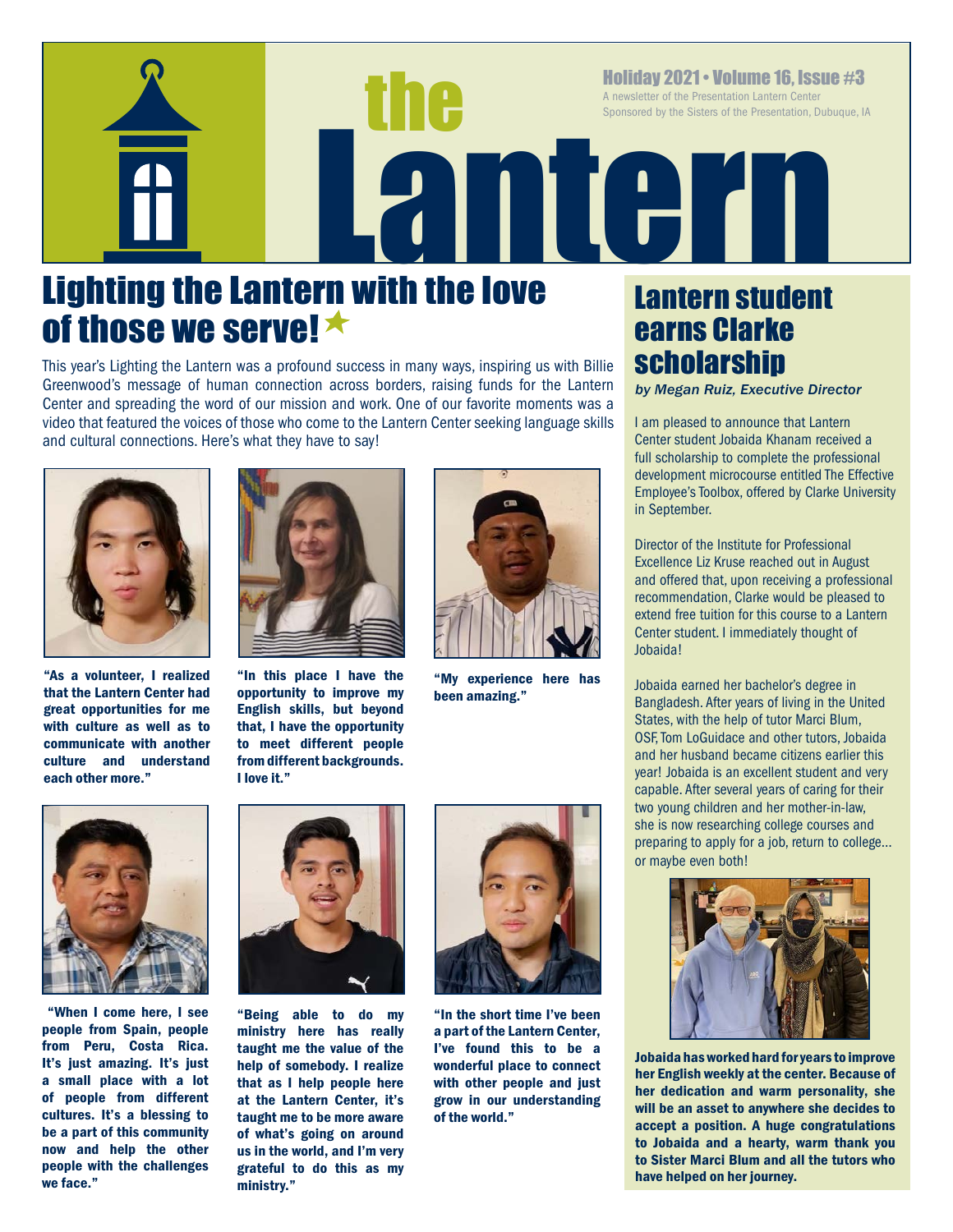# the Lantern

Holiday 2021 • Volume 16, Issue #3

A newsletter of the Presentation Lantern Center

Sponsored by the Sisters of the Presentation, Dubuque, IA

## Lighting the Lantern with the love of those we serve!

This year's Lighting the Lantern was a profound success in many ways, inspiring us with Billie Greenwood's message of human connection across borders, raising funds for the Lantern Center and spreading the word of our mission and work. One of our favorite moments was a video that featured the voices of those who come to the Lantern Center seeking language skills and cultural connections. Here's what they have to say!

**"As a volunteer, I realized that the Lantern Center had great opportunities for me with culture as well as to communicate with another culture and understand each other more."**

**"In this place I have the opportunity to improve my English skills, but beyond that, I have the opportunity to meet different people from different backgrounds. I love it."**

**"My experience here has been amazing."**

**"When I come here, I see people from Spain, people from Peru, Costa Rica. It's just amazing. It's just a small place with a lot of people from different cultures. It's a blessing to be a part of this community now and help the other people with the challenges we face."**

**"Being able to do my ministry here has really taught me the value of the help of somebody. I realize that as I help people here at the Lantern Center, it's taught me to be more aware of what's going on around us in the world, and I'm very grateful to do this as my ministry."**

**"In the short time I've been a part of the Lantern Center, I've found this to be a wonderful place to connect with other people and just grow in our understanding of the world."**

## Lantern student earns Clarke scholarship

*by Megan Ruiz, Executive Director*

I am pleased to announce that Lantern Center student Jobaida Khanam received a full scholarship to complete the professional development microcourse entitled The Effective Employee's Toolbox, offered by Clarke University in September.

Director of the Institute for Professional Excellence Liz Kruse reached out in August and offered that, upon receiving a professional recommendation, Clarke would be pleased to extend free tuition for this course to a Lantern Center student. I immediately thought of Jobaida!

Jobaida earned her bachelor's degree in Bangladesh. After years of living in the United States, with the help of tutor Marci Blum, OSF, Tom LoGuidace and other tutors, Jobaida and her husband became citizens earlier this year! Jobaida is an excellent student and very capable. After several years of caring for their two young children and her mother-in-law, she is now researching college courses and preparing to apply for a job, return to college… or maybe even both!

**Jobaida has worked hard for years to improve her English weekly at the center. Because of her dedication and warm personality, she will be an asset to anywhere she decides to accept a position. A huge congratulations to Jobaida and a hearty, warm thank you to Sister Marci Blum and all the tutors who have helped on her journey.**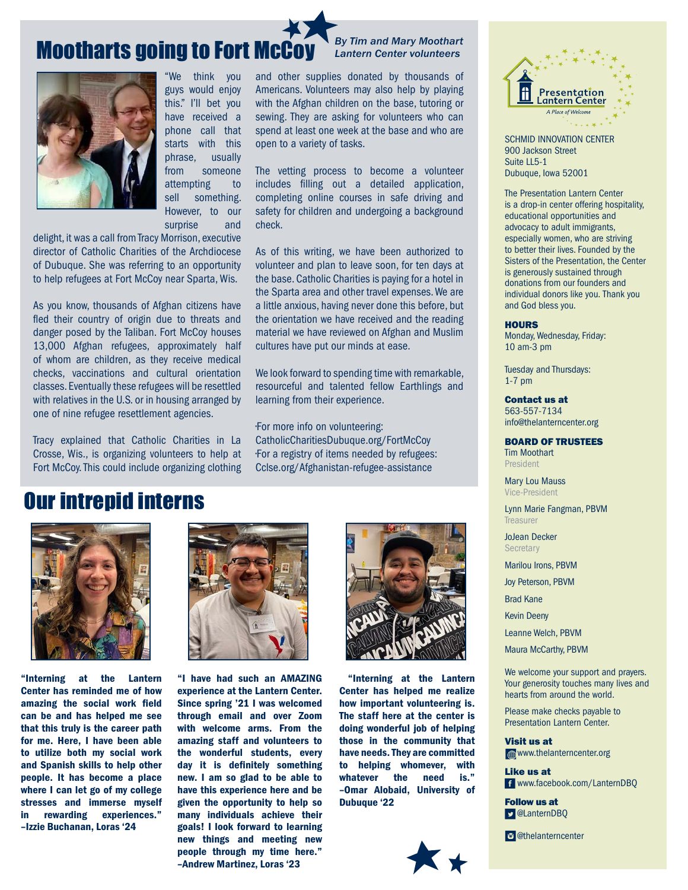# Mootharts going to Fort McCoy

*By Tim and Mary Moothart*
*Lantern Center volunteers*

"We think you guys would enjoy this." I'll bet you have received a phone call that starts with this phrase, usually from someone attempting to sell something. However, to our surprise and delight, it was a call from Tracy Morrison, executive director of Catholic Charities of the Archdiocese of Dubuque. She was referring to an opportunity to help refugees at Fort McCoy near Sparta, Wis.

As you know, thousands of Afghan citizens have fled their country of origin due to threats and danger posed by the Taliban. Fort McCoy houses 13,000 Afghan refugees, approximately half of whom are children, as they receive medical checks, vaccinations and cultural orientation classes. Eventually these refugees will be resettled with relatives in the U.S. or in housing arranged by one of nine refugee resettlement agencies.

Tracy explained that Catholic Charities in La Crosse, Wis., is organizing volunteers to help at Fort McCoy. This could include organizing clothing and other supplies donated by thousands of Americans. Volunteers may also help by playing with the Afghan children on the base, tutoring or sewing. They are asking for volunteers who can spend at least one week at the base and who are open to a variety of tasks.

The vetting process to become a volunteer includes filling out a detailed application, completing online courses in safe driving and safety for children and undergoing a background check.

As of this writing, we have been authorized to volunteer and plan to leave soon, for ten days at the base. Catholic Charities is paying for a hotel in the Sparta area and other travel expenses. We are a little anxious, having never done this before, but the orientation we have received and the reading material we have reviewed on Afghan and Muslim cultures have put our minds at ease.

We look forward to spending time with remarkable, resourceful and talented fellow Earthlings and learning from their experience.

·For more info on volunteering: CatholicCharitiesDubuque.org/FortMcCoy
·For a registry of items needed by refugees: Cclse.org/Afghanistan-refugee-assistance

# Our intrepid interns

**"Interning at the Lantern Center has reminded me of how amazing the social work field can be and has helped me see that this truly is the career path for me. Here, I have been able to utilize both my social work and Spanish skills to help other people. It has become a place where I can let go of my college stresses and immerse myself in rewarding experiences." –Izzie Buchanan, Loras '24**

**"I have had such an AMAZING experience at the Lantern Center. Since spring '21 I was welcomed through email and over Zoom with welcome arms. From the amazing staff and volunteers to the wonderful students, every day it is definitely something new. I am so glad to be able to have this experience here and be given the opportunity to help so many individuals achieve their goals! I look forward to learning new things and meeting new people through my time here." –Andrew Martinez, Loras '23**

**"Interning at the Lantern Center has helped me realize how important volunteering is. The staff here at the center is doing wonderful job of helping those in the community that have needs. They are committed to helping whomever, with whatever the need is." –Omar Alobaid, University of Dubuque '22**

---

Presentation Lantern Center
*A Place of Welcome*

SCHMID INNOVATION CENTER
900 Jackson Street
Suite LL5-1
Dubuque, Iowa 52001

The Presentation Lantern Center is a drop-in center offering hospitality, educational opportunities and advocacy to adult immigrants, especially women, who are striving to better their lives. Founded by the Sisters of the Presentation, the Center is generously sustained through donations from our founders and individual donors like you. Thank you and God bless you.

**HOURS**
Monday, Wednesday, Friday:
10 am-3 pm

Tuesday and Thursdays:
1-7 pm

**Contact us at**
563-557-7134
info@thelanterncenter.org

**BOARD OF TRUSTEES**

Tim Moothart
President

Mary Lou Mauss
Vice-President

Lynn Marie Fangman, PBVM
Treasurer

JoJean Decker
Secretary

Marilou Irons, PBVM

Joy Peterson, PBVM

Brad Kane

Kevin Deeny

Leanne Welch, PBVM

Maura McCarthy, PBVM

We welcome your support and prayers. Your generosity touches many lives and hearts from around the world.

Please make checks payable to Presentation Lantern Center.

**Visit us at**
www.thelanterncenter.org

**Like us at**
www.facebook.com/LanternDBQ

**Follow us at**
@LanternDBQ

@thelanterncenter